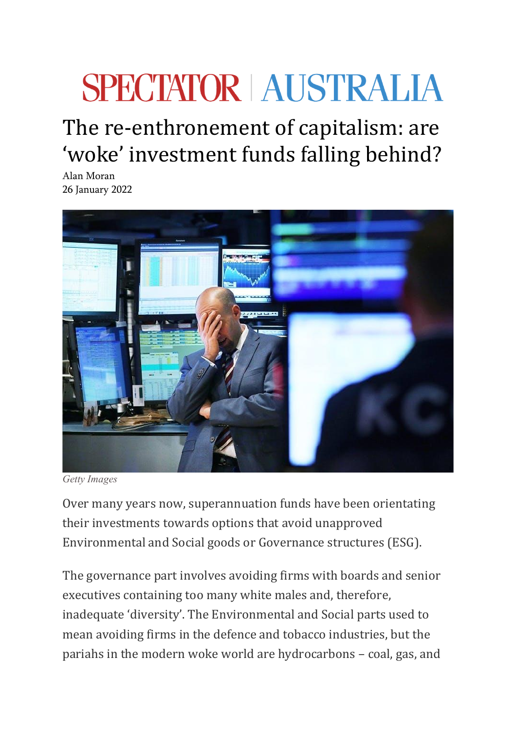SPECTATOR | AUSTRALIA

# The re-enthronement of capitalism: are 'woke' investment funds falling behind?

Alan Moran
26 January 2022

*Getty Images*

Over many years now, superannuation funds have been orientating their investments towards options that avoid unapproved Environmental and Social goods or Governance structures (ESG).

The governance part involves avoiding firms with boards and senior executives containing too many white males and, therefore, inadequate 'diversity'. The Environmental and Social parts used to mean avoiding firms in the defence and tobacco industries, but the pariahs in the modern woke world are hydrocarbons – coal, gas, and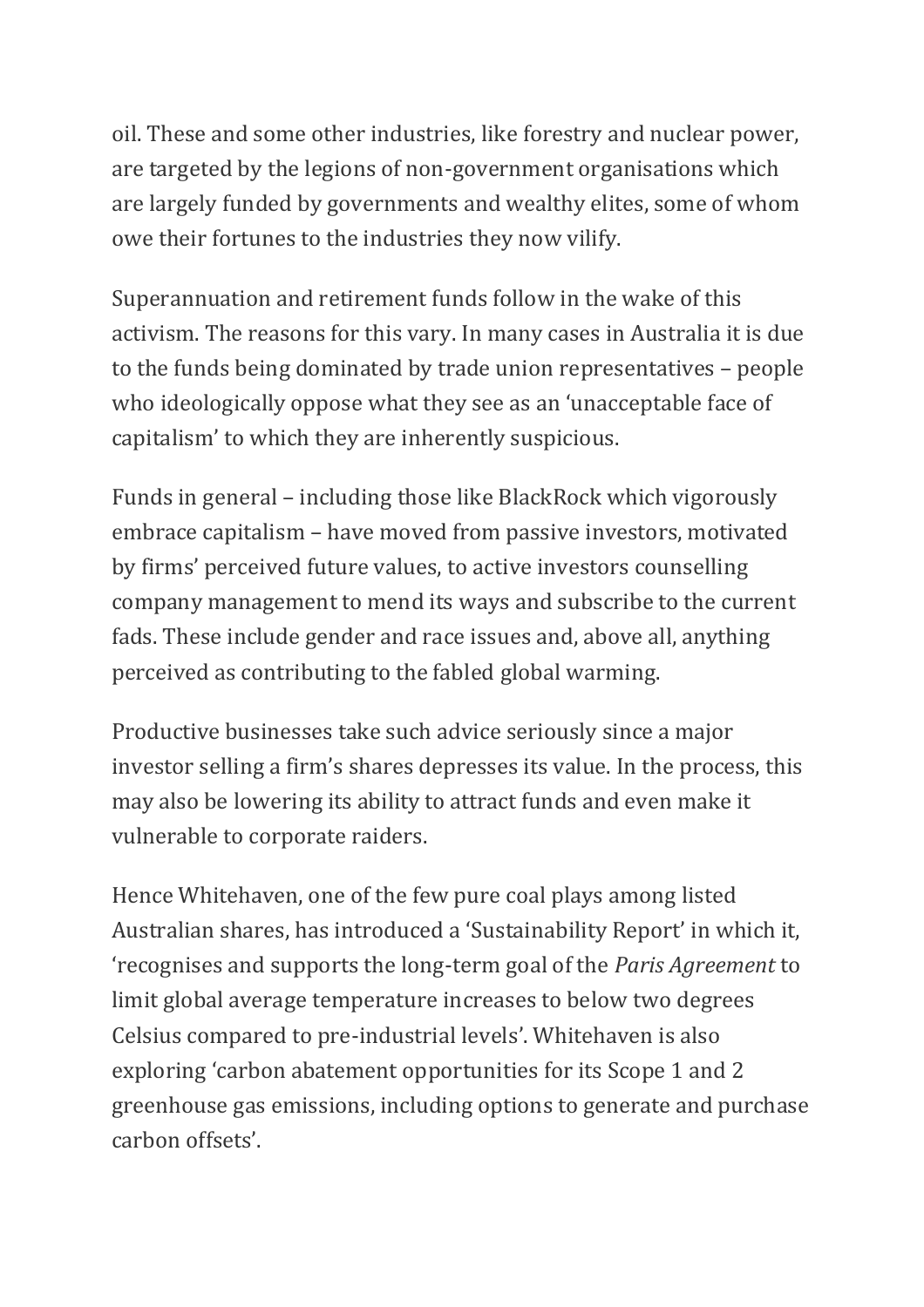oil. These and some other industries, like forestry and nuclear power, are targeted by the legions of non-government organisations which are largely funded by governments and wealthy elites, some of whom owe their fortunes to the industries they now vilify.

Superannuation and retirement funds follow in the wake of this activism. The reasons for this vary. In many cases in Australia it is due to the funds being dominated by trade union representatives – people who ideologically oppose what they see as an 'unacceptable face of capitalism' to which they are inherently suspicious.

Funds in general – including those like BlackRock which vigorously embrace capitalism – have moved from passive investors, motivated by firms' perceived future values, to active investors counselling company management to mend its ways and subscribe to the current fads. These include gender and race issues and, above all, anything perceived as contributing to the fabled global warming.

Productive businesses take such advice seriously since a major investor selling a firm's shares depresses its value. In the process, this may also be lowering its ability to attract funds and even make it vulnerable to corporate raiders.

Hence Whitehaven, one of the few pure coal plays among listed Australian shares, has introduced a 'Sustainability Report' in which it, 'recognises and supports the long-term goal of the *Paris Agreement* to limit global average temperature increases to below two degrees Celsius compared to pre-industrial levels'. Whitehaven is also exploring 'carbon abatement opportunities for its Scope 1 and 2 greenhouse gas emissions, including options to generate and purchase carbon offsets'.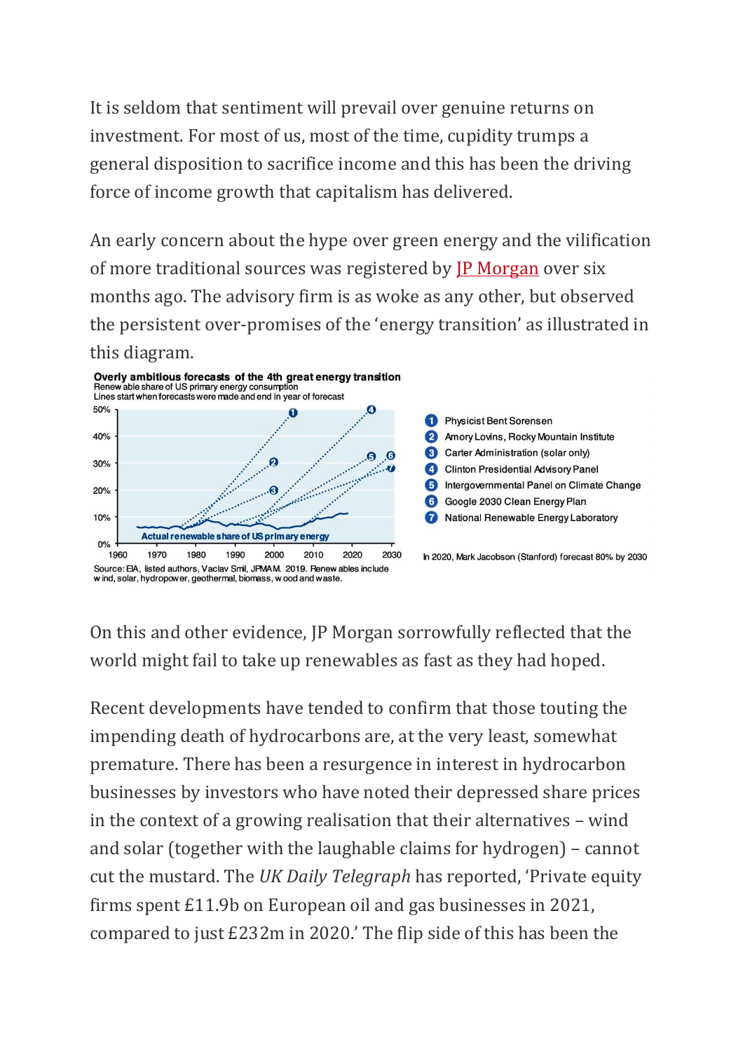It is seldom that sentiment will prevail over genuine returns on investment. For most of us, most of the time, cupidity trumps a general disposition to sacrifice income and this has been the driving force of income growth that capitalism has delivered.

An early concern about the hype over green energy and the vilification of more traditional sources was registered by [JP Morgan](#) over six months ago. The advisory firm is as woke as any other, but observed the persistent over-promises of the 'energy transition' as illustrated in this diagram.

**Overly ambitious forecasts of the 4th great energy transition**
Renewable share of US primary energy consumption
Lines start when forecasts were made and end in year of forecast

1. Physicist Bent Sorensen
2. Amory Lovins, Rocky Mountain Institute
3. Carter Administration (solar only)
4. Clinton Presidential Advisory Panel
5. Intergovernmental Panel on Climate Change
6. Google 2030 Clean Energy Plan
7. National Renewable Energy Laboratory

Actual renewable share of US primary energy

In 2020, Mark Jacobson (Stanford) forecast 80% by 2030

Source: EIA, listed authors, Vaclav Smil, JPMAM. 2019. Renewables include wind, solar, hydropower, geothermal, biomass, wood and waste.

On this and other evidence, JP Morgan sorrowfully reflected that the world might fail to take up renewables as fast as they had hoped.

Recent developments have tended to confirm that those touting the impending death of hydrocarbons are, at the very least, somewhat premature. There has been a resurgence in interest in hydrocarbon businesses by investors who have noted their depressed share prices in the context of a growing realisation that their alternatives – wind and solar (together with the laughable claims for hydrogen) – cannot cut the mustard. The *UK Daily Telegraph* has reported, 'Private equity firms spent £11.9b on European oil and gas businesses in 2021, compared to just £232m in 2020.' The flip side of this has been the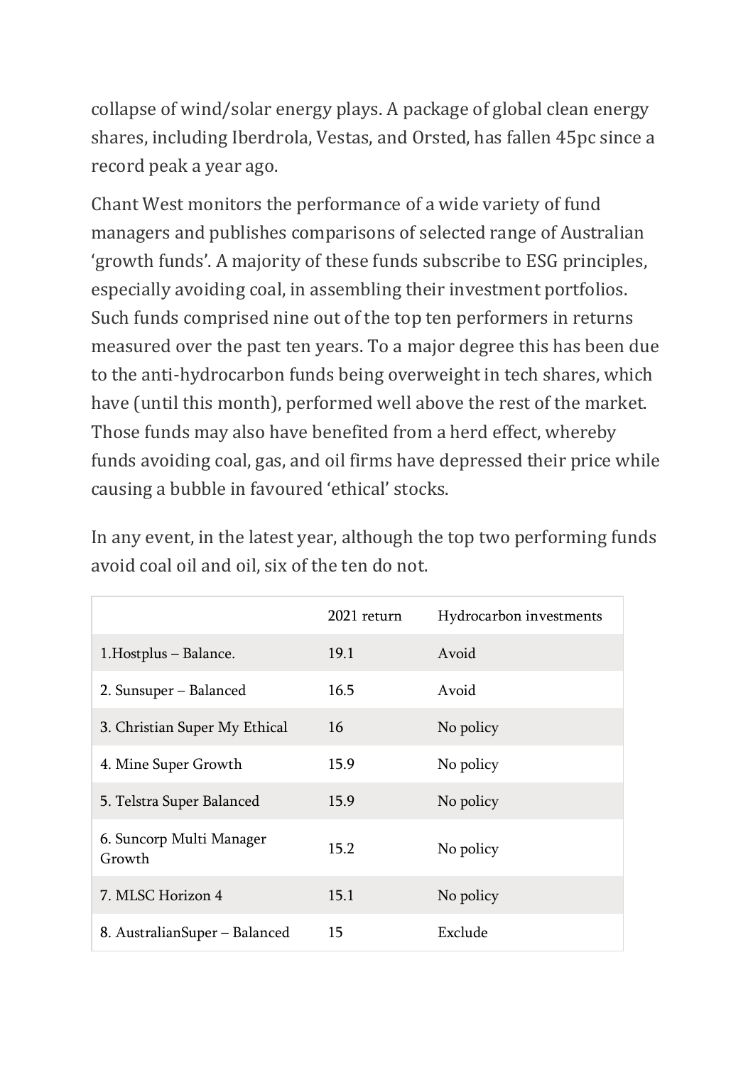collapse of wind/solar energy plays. A package of global clean energy shares, including Iberdrola, Vestas, and Orsted, has fallen 45pc since a record peak a year ago.

Chant West monitors the performance of a wide variety of fund managers and publishes comparisons of selected range of Australian 'growth funds'. A majority of these funds subscribe to ESG principles, especially avoiding coal, in assembling their investment portfolios. Such funds comprised nine out of the top ten performers in returns measured over the past ten years. To a major degree this has been due to the anti-hydrocarbon funds being overweight in tech shares, which have (until this month), performed well above the rest of the market. Those funds may also have benefited from a herd effect, whereby funds avoiding coal, gas, and oil firms have depressed their price while causing a bubble in favoured 'ethical' stocks.

In any event, in the latest year, although the top two performing funds avoid coal oil and oil, six of the ten do not.

| | 2021 return | Hydrocarbon investments |
|---|---|---|
| 1.Hostplus – Balance. | 19.1 | Avoid |
| 2. Sunsuper – Balanced | 16.5 | Avoid |
| 3. Christian Super My Ethical | 16 | No policy |
| 4. Mine Super Growth | 15.9 | No policy |
| 5. Telstra Super Balanced | 15.9 | No policy |
| 6. Suncorp Multi Manager Growth | 15.2 | No policy |
| 7. MLSC Horizon 4 | 15.1 | No policy |
| 8. AustralianSuper – Balanced | 15 | Exclude |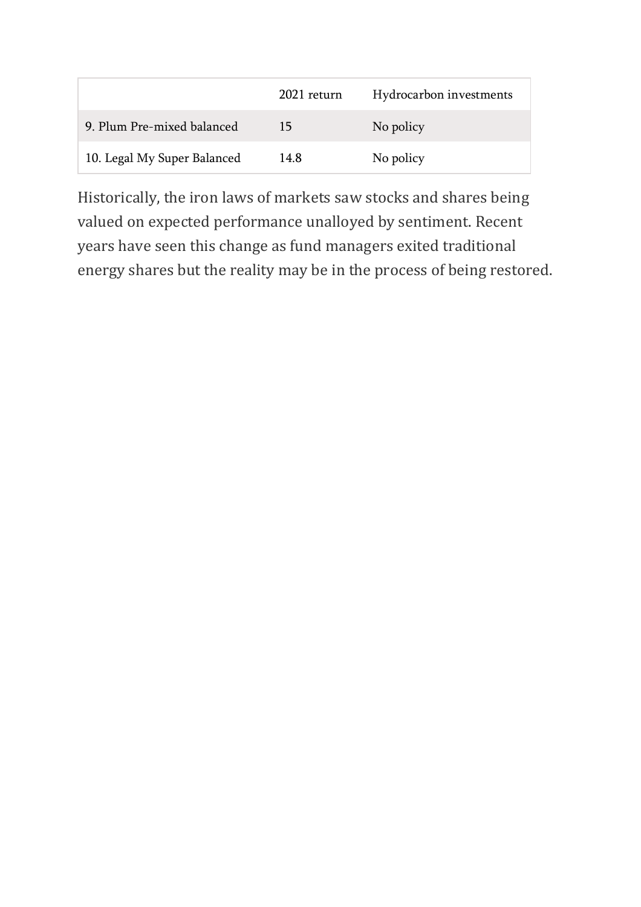| | 2021 return | Hydrocarbon investments |
|---|---|---|
| 9. Plum Pre-mixed balanced | 15 | No policy |
| 10. Legal My Super Balanced | 14.8 | No policy |

Historically, the iron laws of markets saw stocks and shares being valued on expected performance unalloyed by sentiment. Recent years have seen this change as fund managers exited traditional energy shares but the reality may be in the process of being restored.